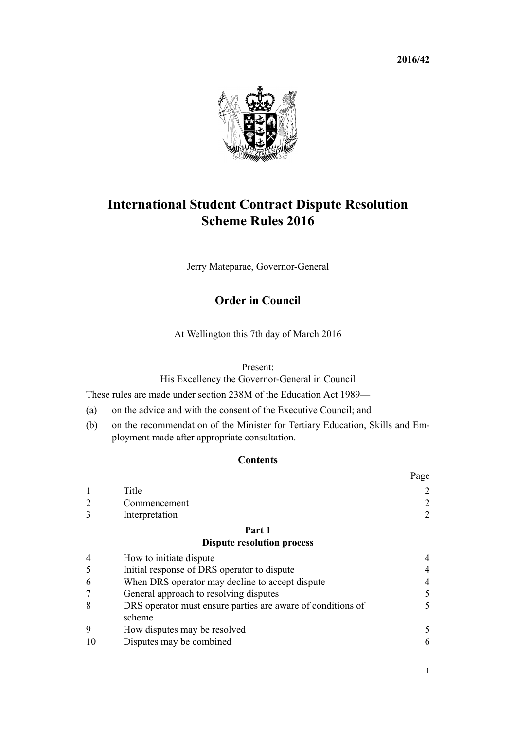**2016/42**

# International Student Contract Dispute Resolution Scheme Rules 2016

Jerry Mateparae, Governor-General

## Order in Council

At Wellington this 7th day of March 2016

Present:
His Excellency the Governor-General in Council

These rules are made under section 238M of the Education Act 1989—

(a) on the advice and with the consent of the Executive Council; and

(b) on the recommendation of the Minister for Tertiary Education, Skills and Employment made after appropriate consultation.

### Contents

| | | Page |
|---|---|---|
| 1 | Title | 2 |
| 2 | Commencement | 2 |
| 3 | Interpretation | 2 |
| | **Part 1** | |
| | **Dispute resolution process** | |
| 4 | How to initiate dispute | 4 |
| 5 | Initial response of DRS operator to dispute | 4 |
| 6 | When DRS operator may decline to accept dispute | 4 |
| 7 | General approach to resolving disputes | 5 |
| 8 | DRS operator must ensure parties are aware of conditions of scheme | 5 |
| 9 | How disputes may be resolved | 5 |
| 10 | Disputes may be combined | 6 |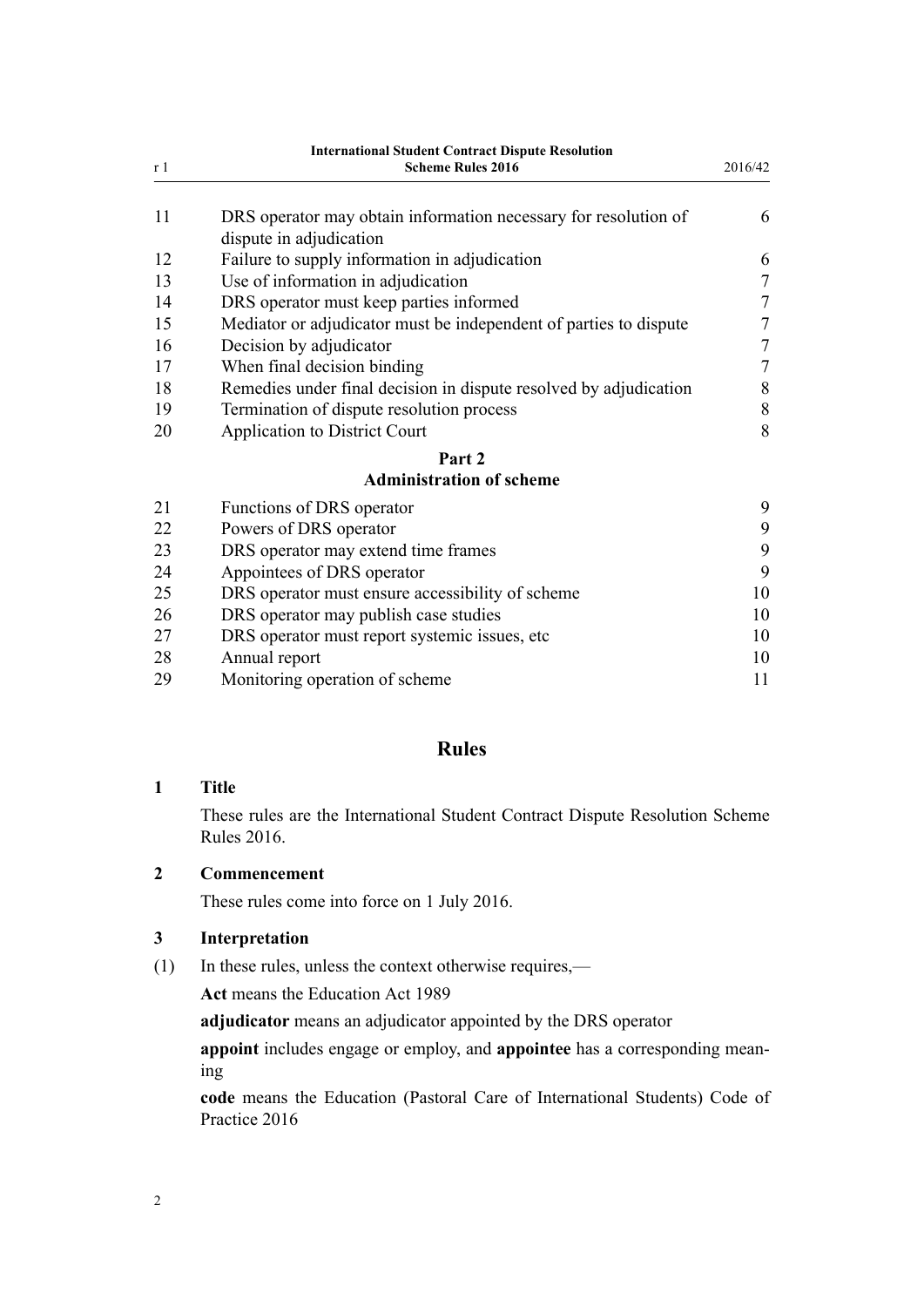| | | |
|---|---|---|
| 11 | DRS operator may obtain information necessary for resolution of dispute in adjudication | 6 |
| 12 | Failure to supply information in adjudication | 6 |
| 13 | Use of information in adjudication | 7 |
| 14 | DRS operator must keep parties informed | 7 |
| 15 | Mediator or adjudicator must be independent of parties to dispute | 7 |
| 16 | Decision by adjudicator | 7 |
| 17 | When final decision binding | 7 |
| 18 | Remedies under final decision in dispute resolved by adjudication | 8 |
| 19 | Termination of dispute resolution process | 8 |
| 20 | Application to District Court | 8 |

**Part 2**
**Administration of scheme**

| | | |
|---|---|---|
| 21 | Functions of DRS operator | 9 |
| 22 | Powers of DRS operator | 9 |
| 23 | DRS operator may extend time frames | 9 |
| 24 | Appointees of DRS operator | 9 |
| 25 | DRS operator must ensure accessibility of scheme | 10 |
| 26 | DRS operator may publish case studies | 10 |
| 27 | DRS operator must report systemic issues, etc | 10 |
| 28 | Annual report | 10 |
| 29 | Monitoring operation of scheme | 11 |

# Rules

### 1 Title

These rules are the International Student Contract Dispute Resolution Scheme Rules 2016.

### 2 Commencement

These rules come into force on 1 July 2016.

### 3 Interpretation

(1) In these rules, unless the context otherwise requires,—

**Act** means the Education Act 1989

**adjudicator** means an adjudicator appointed by the DRS operator

**appoint** includes engage or employ, and **appointee** has a corresponding meaning

**code** means the Education (Pastoral Care of International Students) Code of Practice 2016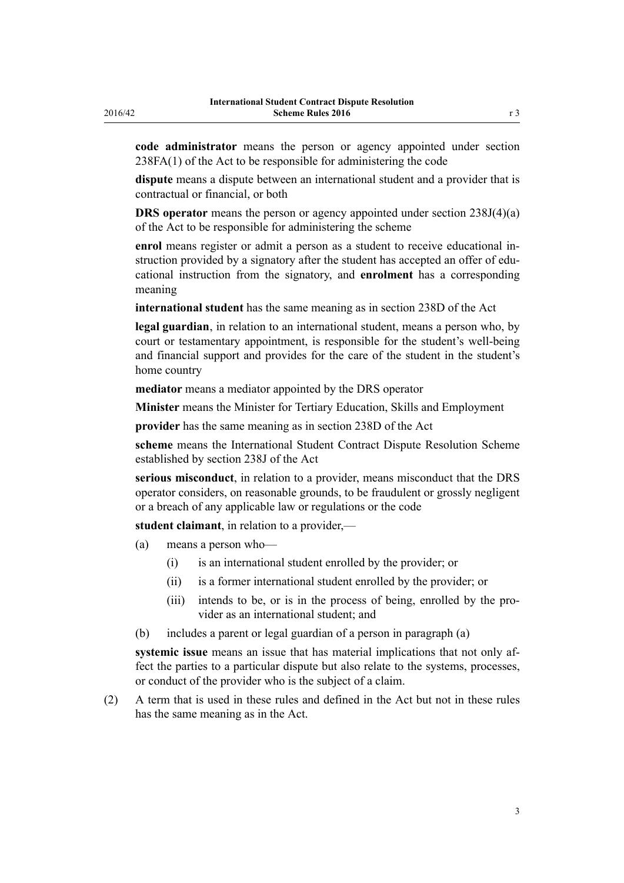**code administrator** means the person or agency appointed under section 238FA(1) of the Act to be responsible for administering the code

**dispute** means a dispute between an international student and a provider that is contractual or financial, or both

**DRS operator** means the person or agency appointed under section 238J(4)(a) of the Act to be responsible for administering the scheme

**enrol** means register or admit a person as a student to receive educational instruction provided by a signatory after the student has accepted an offer of educational instruction from the signatory, and **enrolment** has a corresponding meaning

**international student** has the same meaning as in section 238D of the Act

**legal guardian**, in relation to an international student, means a person who, by court or testamentary appointment, is responsible for the student's well-being and financial support and provides for the care of the student in the student's home country

**mediator** means a mediator appointed by the DRS operator

**Minister** means the Minister for Tertiary Education, Skills and Employment

**provider** has the same meaning as in section 238D of the Act

**scheme** means the International Student Contract Dispute Resolution Scheme established by section 238J of the Act

**serious misconduct**, in relation to a provider, means misconduct that the DRS operator considers, on reasonable grounds, to be fraudulent or grossly negligent or a breach of any applicable law or regulations or the code

**student claimant**, in relation to a provider,—

- (a) means a person who—
  - (i) is an international student enrolled by the provider; or
  - (ii) is a former international student enrolled by the provider; or
  - (iii) intends to be, or is in the process of being, enrolled by the provider as an international student; and
- (b) includes a parent or legal guardian of a person in paragraph (a)

**systemic issue** means an issue that has material implications that not only affect the parties to a particular dispute but also relate to the systems, processes, or conduct of the provider who is the subject of a claim.

(2) A term that is used in these rules and defined in the Act but not in these rules has the same meaning as in the Act.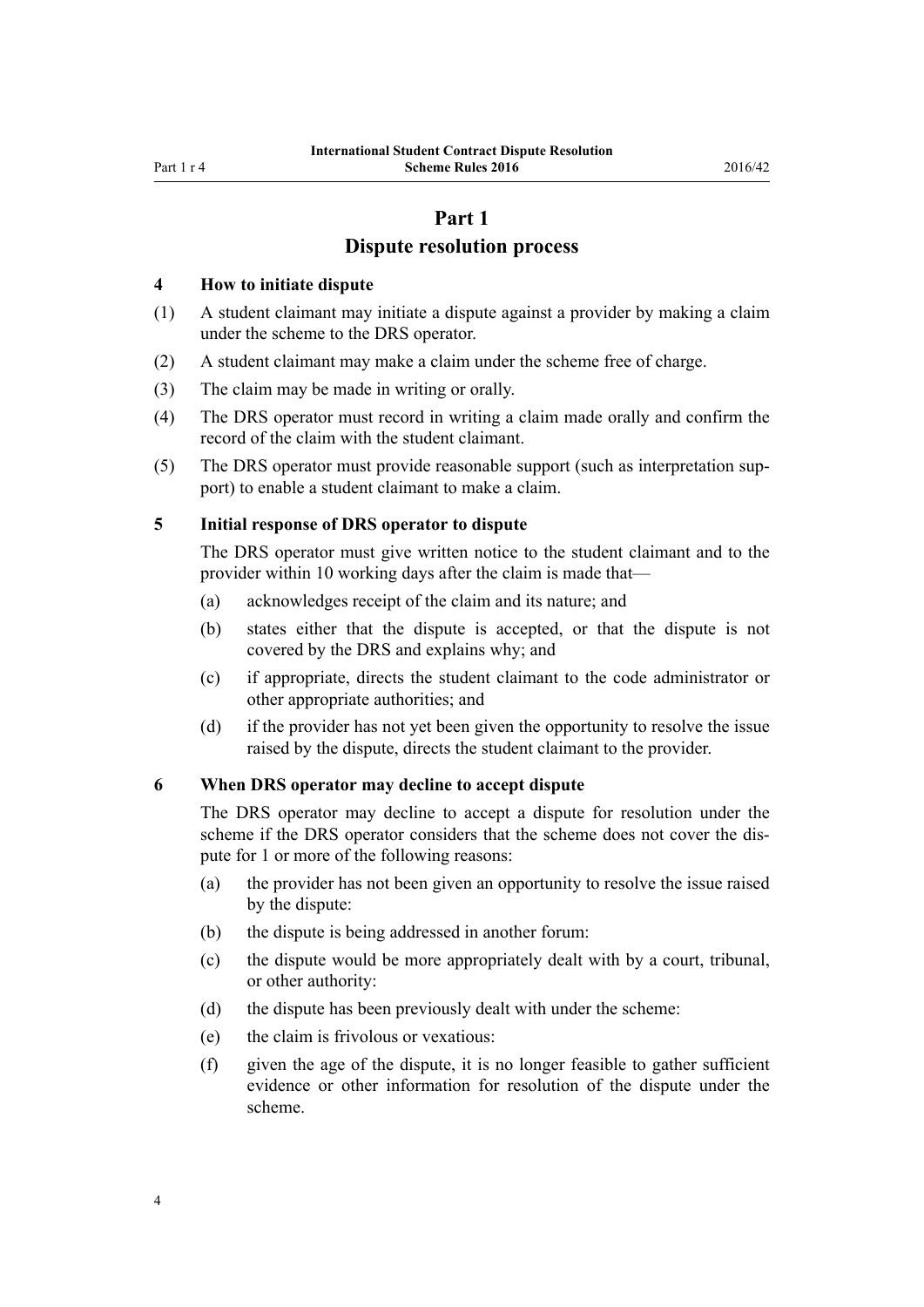# Part 1
## Dispute resolution process

### 4 How to initiate dispute

(1) A student claimant may initiate a dispute against a provider by making a claim under the scheme to the DRS operator.

(2) A student claimant may make a claim under the scheme free of charge.

(3) The claim may be made in writing or orally.

(4) The DRS operator must record in writing a claim made orally and confirm the record of the claim with the student claimant.

(5) The DRS operator must provide reasonable support (such as interpretation support) to enable a student claimant to make a claim.

### 5 Initial response of DRS operator to dispute

The DRS operator must give written notice to the student claimant and to the provider within 10 working days after the claim is made that—

(a) acknowledges receipt of the claim and its nature; and

(b) states either that the dispute is accepted, or that the dispute is not covered by the DRS and explains why; and

(c) if appropriate, directs the student claimant to the code administrator or other appropriate authorities; and

(d) if the provider has not yet been given the opportunity to resolve the issue raised by the dispute, directs the student claimant to the provider.

### 6 When DRS operator may decline to accept dispute

The DRS operator may decline to accept a dispute for resolution under the scheme if the DRS operator considers that the scheme does not cover the dispute for 1 or more of the following reasons:

(a) the provider has not been given an opportunity to resolve the issue raised by the dispute:

(b) the dispute is being addressed in another forum:

(c) the dispute would be more appropriately dealt with by a court, tribunal, or other authority:

(d) the dispute has been previously dealt with under the scheme:

(e) the claim is frivolous or vexatious:

(f) given the age of the dispute, it is no longer feasible to gather sufficient evidence or other information for resolution of the dispute under the scheme.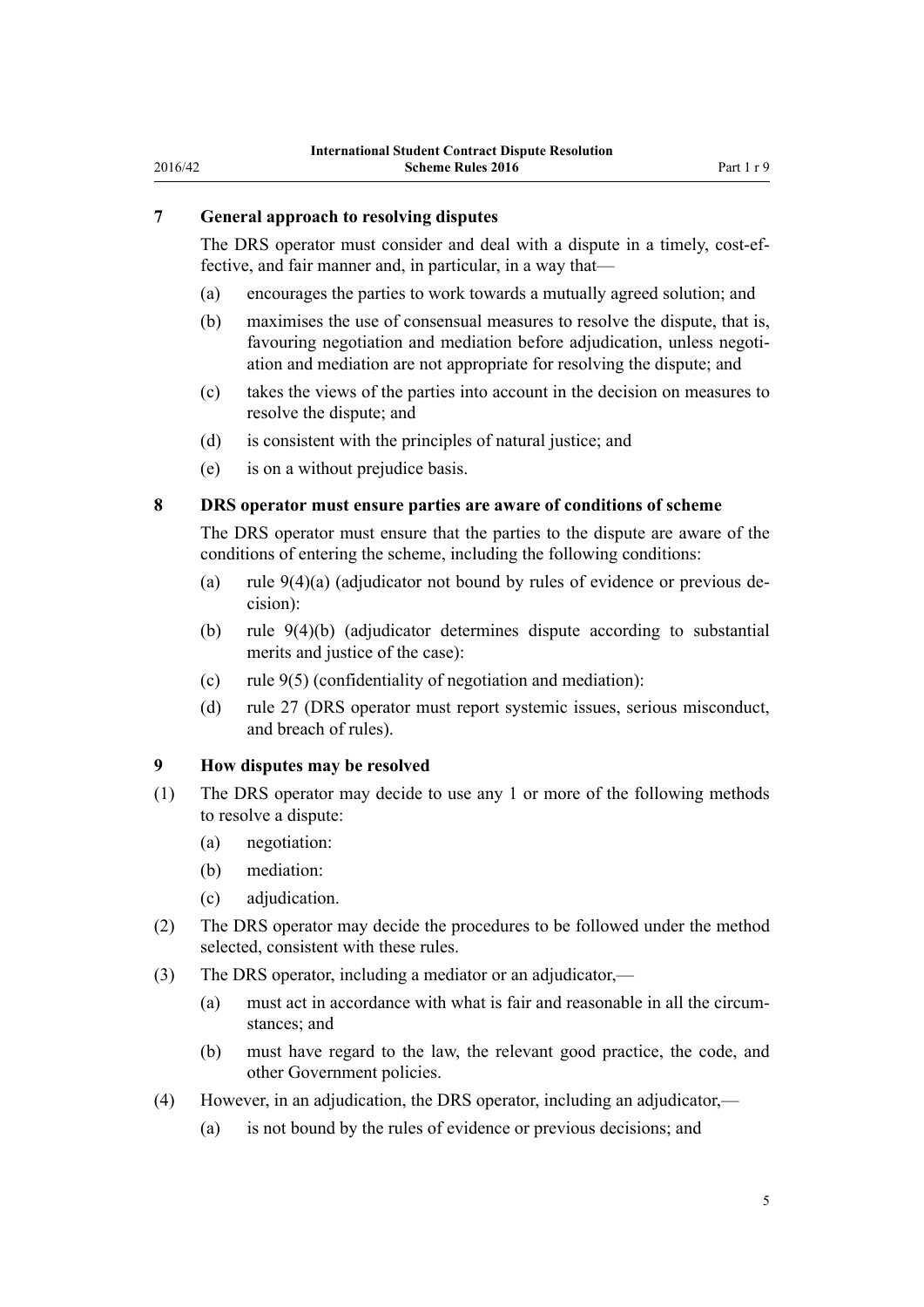### 7 General approach to resolving disputes

The DRS operator must consider and deal with a dispute in a timely, cost-effective, and fair manner and, in particular, in a way that—

(a) encourages the parties to work towards a mutually agreed solution; and

(b) maximises the use of consensual measures to resolve the dispute, that is, favouring negotiation and mediation before adjudication, unless negotiation and mediation are not appropriate for resolving the dispute; and

(c) takes the views of the parties into account in the decision on measures to resolve the dispute; and

(d) is consistent with the principles of natural justice; and

(e) is on a without prejudice basis.

### 8 DRS operator must ensure parties are aware of conditions of scheme

The DRS operator must ensure that the parties to the dispute are aware of the conditions of entering the scheme, including the following conditions:

(a) rule 9(4)(a) (adjudicator not bound by rules of evidence or previous decision):

(b) rule 9(4)(b) (adjudicator determines dispute according to substantial merits and justice of the case):

(c) rule 9(5) (confidentiality of negotiation and mediation):

(d) rule 27 (DRS operator must report systemic issues, serious misconduct, and breach of rules).

### 9 How disputes may be resolved

(1) The DRS operator may decide to use any 1 or more of the following methods to resolve a dispute:

(a) negotiation:

(b) mediation:

(c) adjudication.

(2) The DRS operator may decide the procedures to be followed under the method selected, consistent with these rules.

(3) The DRS operator, including a mediator or an adjudicator,—

(a) must act in accordance with what is fair and reasonable in all the circumstances; and

(b) must have regard to the law, the relevant good practice, the code, and other Government policies.

(4) However, in an adjudication, the DRS operator, including an adjudicator,—

(a) is not bound by the rules of evidence or previous decisions; and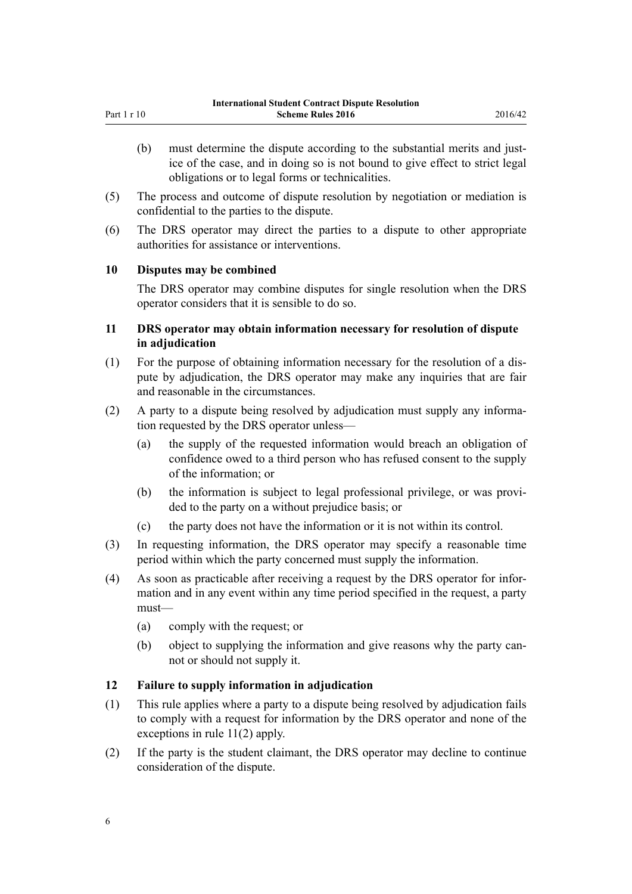(b) must determine the dispute according to the substantial merits and justice of the case, and in doing so is not bound to give effect to strict legal obligations or to legal forms or technicalities.

(5) The process and outcome of dispute resolution by negotiation or mediation is confidential to the parties to the dispute.

(6) The DRS operator may direct the parties to a dispute to other appropriate authorities for assistance or interventions.

### 10 Disputes may be combined

The DRS operator may combine disputes for single resolution when the DRS operator considers that it is sensible to do so.

### 11 DRS operator may obtain information necessary for resolution of dispute in adjudication

(1) For the purpose of obtaining information necessary for the resolution of a dispute by adjudication, the DRS operator may make any inquiries that are fair and reasonable in the circumstances.

(2) A party to a dispute being resolved by adjudication must supply any information requested by the DRS operator unless—

(a) the supply of the requested information would breach an obligation of confidence owed to a third person who has refused consent to the supply of the information; or

(b) the information is subject to legal professional privilege, or was provided to the party on a without prejudice basis; or

(c) the party does not have the information or it is not within its control.

(3) In requesting information, the DRS operator may specify a reasonable time period within which the party concerned must supply the information.

(4) As soon as practicable after receiving a request by the DRS operator for information and in any event within any time period specified in the request, a party must—

(a) comply with the request; or

(b) object to supplying the information and give reasons why the party cannot or should not supply it.

### 12 Failure to supply information in adjudication

(1) This rule applies where a party to a dispute being resolved by adjudication fails to comply with a request for information by the DRS operator and none of the exceptions in rule 11(2) apply.

(2) If the party is the student claimant, the DRS operator may decline to continue consideration of the dispute.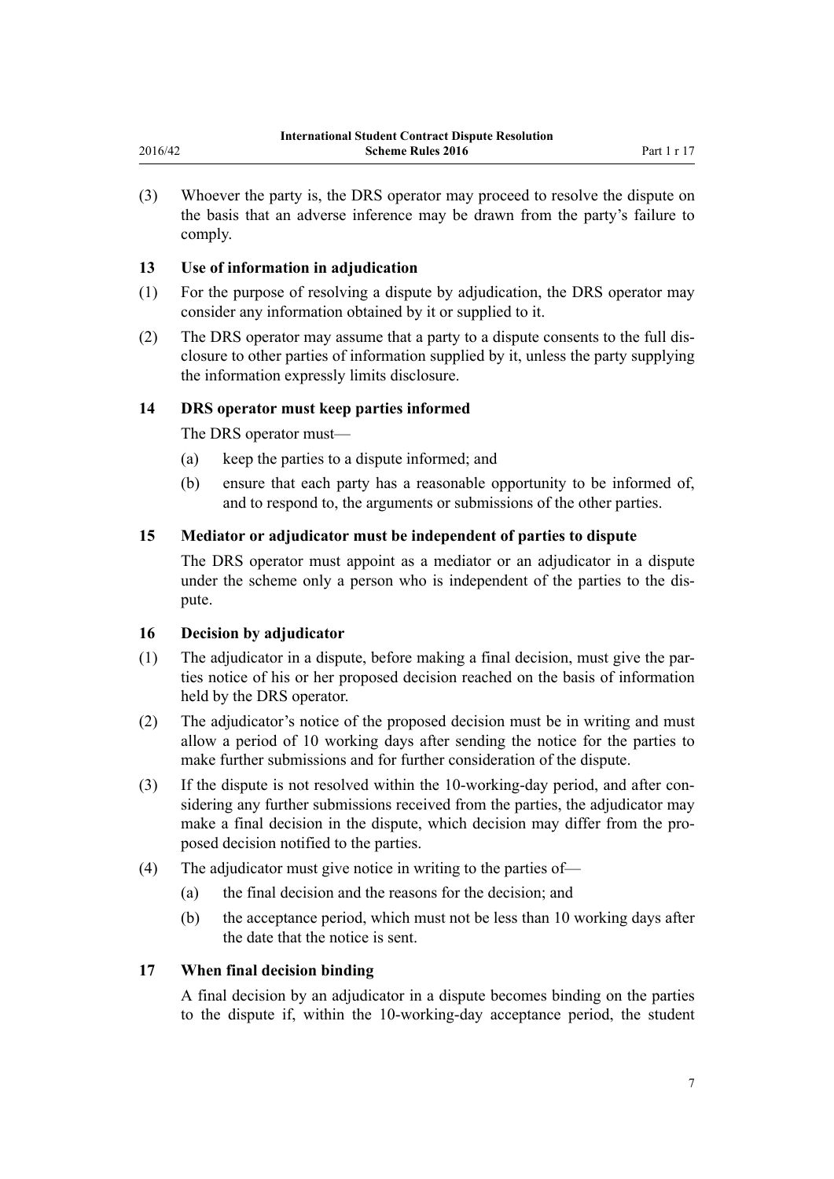(3) Whoever the party is, the DRS operator may proceed to resolve the dispute on the basis that an adverse inference may be drawn from the party's failure to comply.

### 13 Use of information in adjudication

(1) For the purpose of resolving a dispute by adjudication, the DRS operator may consider any information obtained by it or supplied to it.

(2) The DRS operator may assume that a party to a dispute consents to the full disclosure to other parties of information supplied by it, unless the party supplying the information expressly limits disclosure.

### 14 DRS operator must keep parties informed

The DRS operator must—

(a) keep the parties to a dispute informed; and

(b) ensure that each party has a reasonable opportunity to be informed of, and to respond to, the arguments or submissions of the other parties.

### 15 Mediator or adjudicator must be independent of parties to dispute

The DRS operator must appoint as a mediator or an adjudicator in a dispute under the scheme only a person who is independent of the parties to the dispute.

### 16 Decision by adjudicator

(1) The adjudicator in a dispute, before making a final decision, must give the parties notice of his or her proposed decision reached on the basis of information held by the DRS operator.

(2) The adjudicator's notice of the proposed decision must be in writing and must allow a period of 10 working days after sending the notice for the parties to make further submissions and for further consideration of the dispute.

(3) If the dispute is not resolved within the 10-working-day period, and after considering any further submissions received from the parties, the adjudicator may make a final decision in the dispute, which decision may differ from the proposed decision notified to the parties.

(4) The adjudicator must give notice in writing to the parties of—

(a) the final decision and the reasons for the decision; and

(b) the acceptance period, which must not be less than 10 working days after the date that the notice is sent.

### 17 When final decision binding

A final decision by an adjudicator in a dispute becomes binding on the parties to the dispute if, within the 10-working-day acceptance period, the student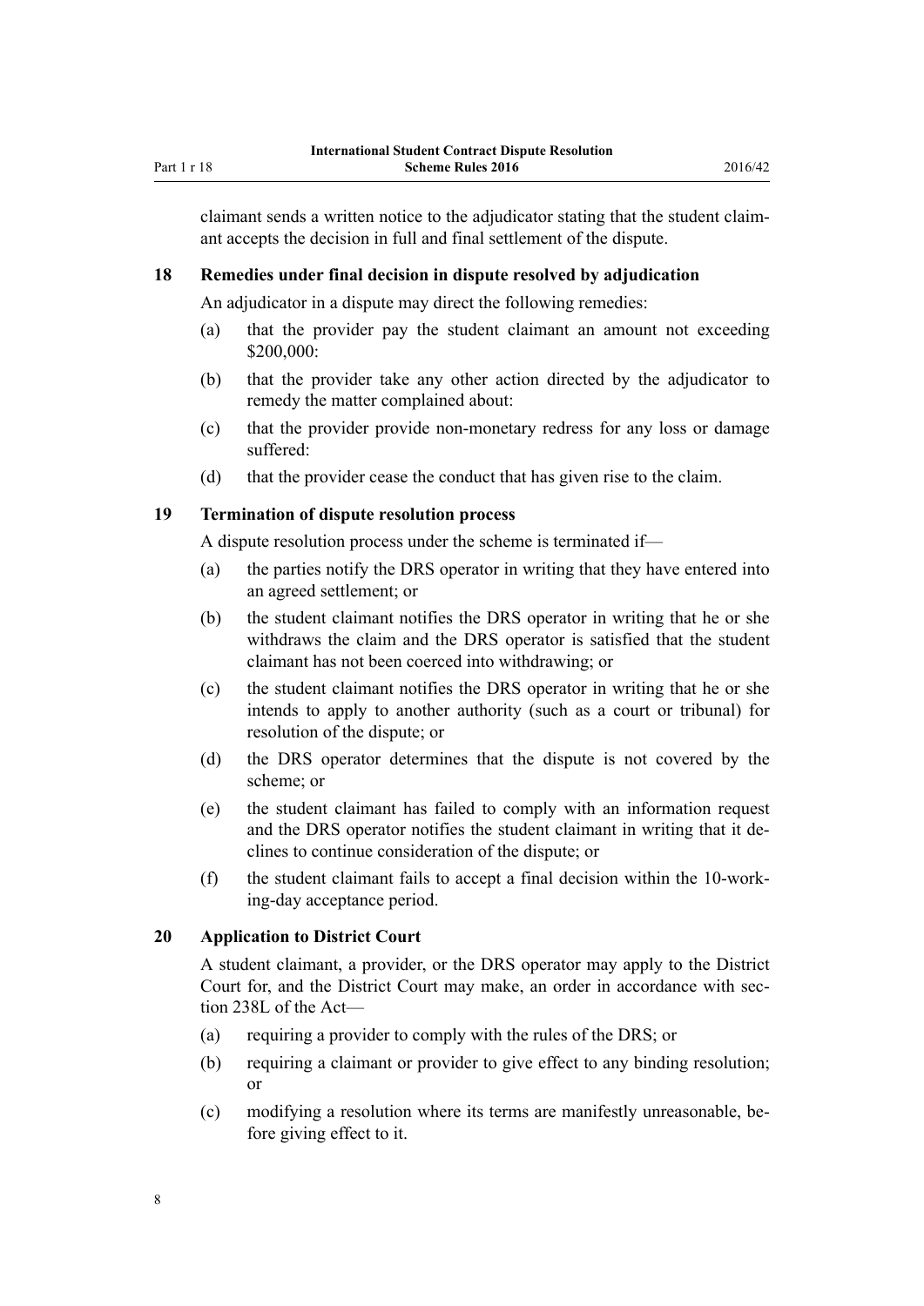claimant sends a written notice to the adjudicator stating that the student claimant accepts the decision in full and final settlement of the dispute.

### 18 Remedies under final decision in dispute resolved by adjudication

An adjudicator in a dispute may direct the following remedies:

(a) that the provider pay the student claimant an amount not exceeding $200,000:

(b) that the provider take any other action directed by the adjudicator to remedy the matter complained about:

(c) that the provider provide non-monetary redress for any loss or damage suffered:

(d) that the provider cease the conduct that has given rise to the claim.

### 19 Termination of dispute resolution process

A dispute resolution process under the scheme is terminated if—

(a) the parties notify the DRS operator in writing that they have entered into an agreed settlement; or

(b) the student claimant notifies the DRS operator in writing that he or she withdraws the claim and the DRS operator is satisfied that the student claimant has not been coerced into withdrawing; or

(c) the student claimant notifies the DRS operator in writing that he or she intends to apply to another authority (such as a court or tribunal) for resolution of the dispute; or

(d) the DRS operator determines that the dispute is not covered by the scheme; or

(e) the student claimant has failed to comply with an information request and the DRS operator notifies the student claimant in writing that it declines to continue consideration of the dispute; or

(f) the student claimant fails to accept a final decision within the 10-working-day acceptance period.

### 20 Application to District Court

A student claimant, a provider, or the DRS operator may apply to the District Court for, and the District Court may make, an order in accordance with section 238L of the Act—

(a) requiring a provider to comply with the rules of the DRS; or

(b) requiring a claimant or provider to give effect to any binding resolution; or

(c) modifying a resolution where its terms are manifestly unreasonable, before giving effect to it.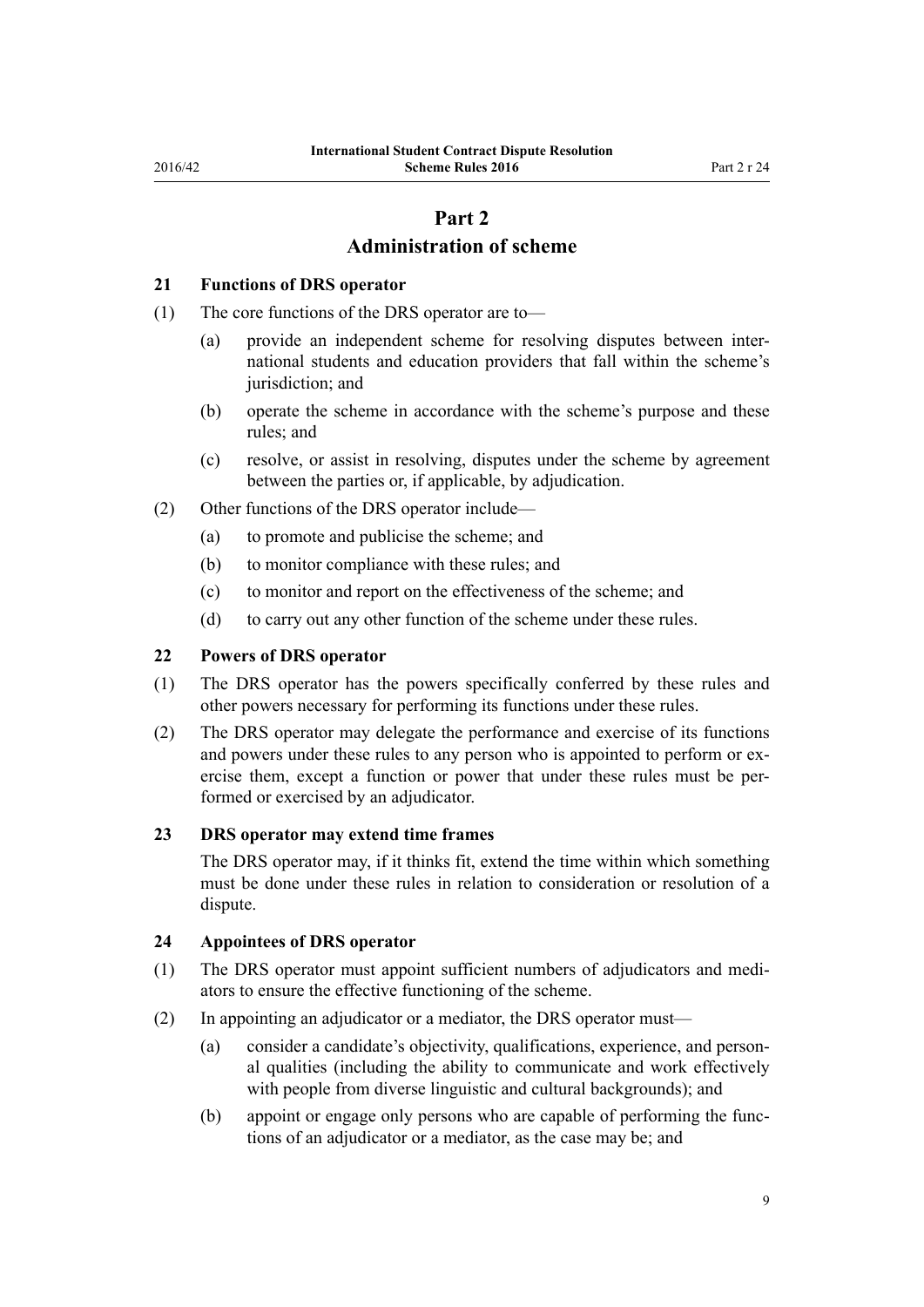# Part 2
# Administration of scheme

### 21 Functions of DRS operator

(1) The core functions of the DRS operator are to—

  (a) provide an independent scheme for resolving disputes between international students and education providers that fall within the scheme's jurisdiction; and

  (b) operate the scheme in accordance with the scheme's purpose and these rules; and

  (c) resolve, or assist in resolving, disputes under the scheme by agreement between the parties or, if applicable, by adjudication.

(2) Other functions of the DRS operator include—

  (a) to promote and publicise the scheme; and

  (b) to monitor compliance with these rules; and

  (c) to monitor and report on the effectiveness of the scheme; and

  (d) to carry out any other function of the scheme under these rules.

### 22 Powers of DRS operator

(1) The DRS operator has the powers specifically conferred by these rules and other powers necessary for performing its functions under these rules.

(2) The DRS operator may delegate the performance and exercise of its functions and powers under these rules to any person who is appointed to perform or exercise them, except a function or power that under these rules must be performed or exercised by an adjudicator.

### 23 DRS operator may extend time frames

The DRS operator may, if it thinks fit, extend the time within which something must be done under these rules in relation to consideration or resolution of a dispute.

### 24 Appointees of DRS operator

(1) The DRS operator must appoint sufficient numbers of adjudicators and mediators to ensure the effective functioning of the scheme.

(2) In appointing an adjudicator or a mediator, the DRS operator must—

  (a) consider a candidate's objectivity, qualifications, experience, and personal qualities (including the ability to communicate and work effectively with people from diverse linguistic and cultural backgrounds); and

  (b) appoint or engage only persons who are capable of performing the functions of an adjudicator or a mediator, as the case may be; and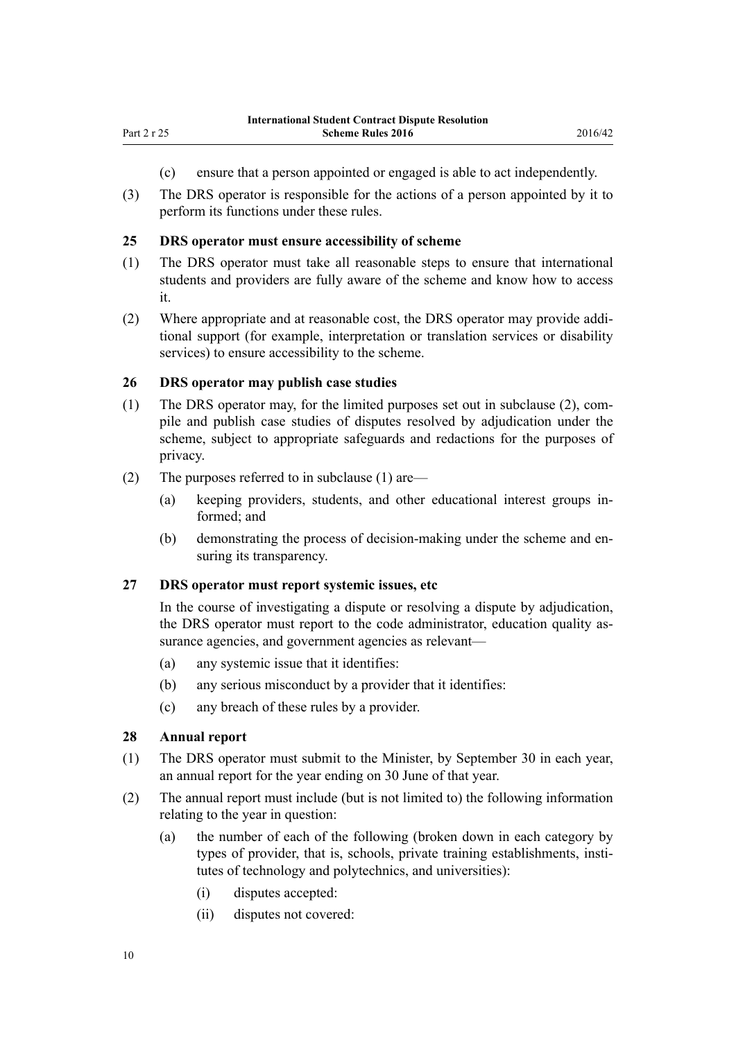(c) ensure that a person appointed or engaged is able to act independently.

(3) The DRS operator is responsible for the actions of a person appointed by it to perform its functions under these rules.

### 25 DRS operator must ensure accessibility of scheme

(1) The DRS operator must take all reasonable steps to ensure that international students and providers are fully aware of the scheme and know how to access it.

(2) Where appropriate and at reasonable cost, the DRS operator may provide additional support (for example, interpretation or translation services or disability services) to ensure accessibility to the scheme.

### 26 DRS operator may publish case studies

(1) The DRS operator may, for the limited purposes set out in subclause (2), compile and publish case studies of disputes resolved by adjudication under the scheme, subject to appropriate safeguards and redactions for the purposes of privacy.

(2) The purposes referred to in subclause (1) are—

(a) keeping providers, students, and other educational interest groups informed; and

(b) demonstrating the process of decision-making under the scheme and ensuring its transparency.

### 27 DRS operator must report systemic issues, etc

In the course of investigating a dispute or resolving a dispute by adjudication, the DRS operator must report to the code administrator, education quality assurance agencies, and government agencies as relevant—

(a) any systemic issue that it identifies:

(b) any serious misconduct by a provider that it identifies:

(c) any breach of these rules by a provider.

### 28 Annual report

(1) The DRS operator must submit to the Minister, by September 30 in each year, an annual report for the year ending on 30 June of that year.

(2) The annual report must include (but is not limited to) the following information relating to the year in question:

(a) the number of each of the following (broken down in each category by types of provider, that is, schools, private training establishments, institutes of technology and polytechnics, and universities):

(i) disputes accepted:

(ii) disputes not covered: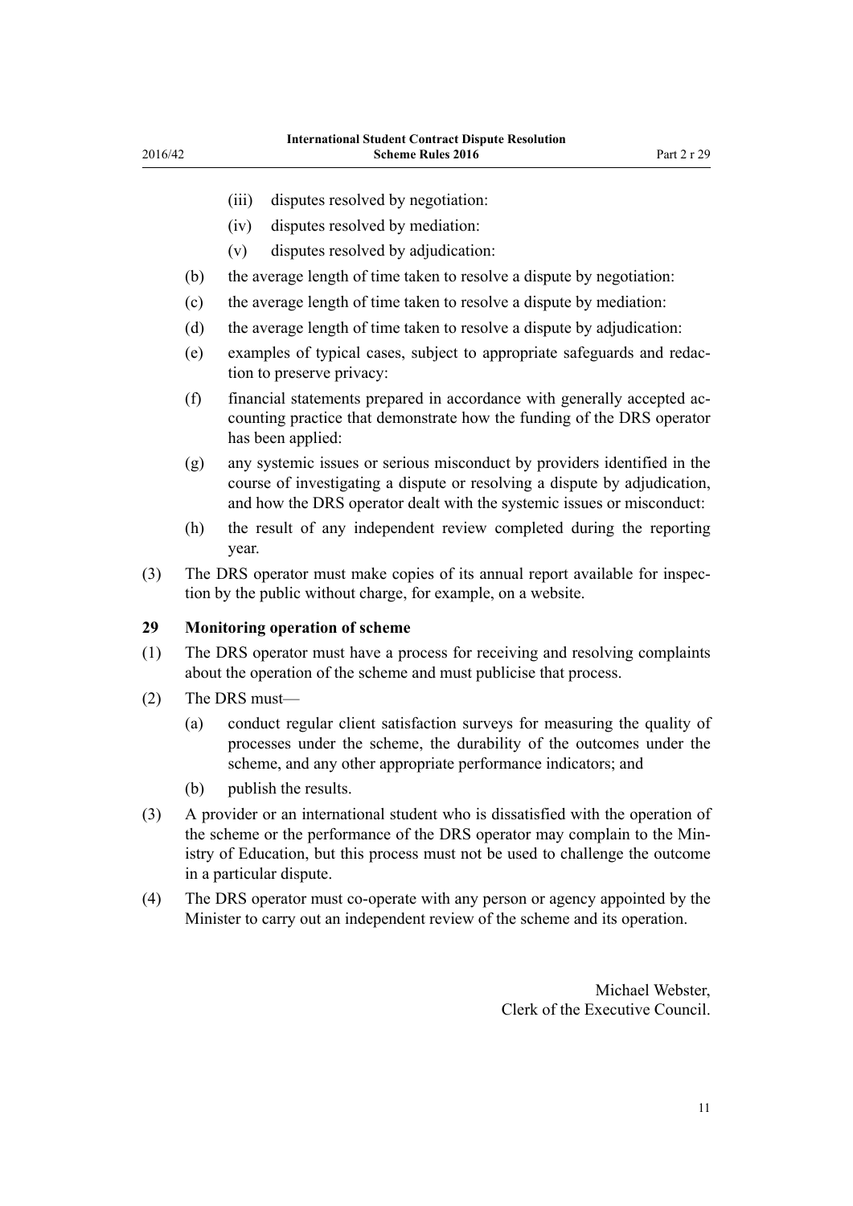(iii) disputes resolved by negotiation:

(iv) disputes resolved by mediation:

(v) disputes resolved by adjudication:

(b) the average length of time taken to resolve a dispute by negotiation:

(c) the average length of time taken to resolve a dispute by mediation:

(d) the average length of time taken to resolve a dispute by adjudication:

(e) examples of typical cases, subject to appropriate safeguards and redaction to preserve privacy:

(f) financial statements prepared in accordance with generally accepted accounting practice that demonstrate how the funding of the DRS operator has been applied:

(g) any systemic issues or serious misconduct by providers identified in the course of investigating a dispute or resolving a dispute by adjudication, and how the DRS operator dealt with the systemic issues or misconduct:

(h) the result of any independent review completed during the reporting year.

(3) The DRS operator must make copies of its annual report available for inspection by the public without charge, for example, on a website.

### 29 Monitoring operation of scheme

(1) The DRS operator must have a process for receiving and resolving complaints about the operation of the scheme and must publicise that process.

(2) The DRS must—

(a) conduct regular client satisfaction surveys for measuring the quality of processes under the scheme, the durability of the outcomes under the scheme, and any other appropriate performance indicators; and

(b) publish the results.

(3) A provider or an international student who is dissatisfied with the operation of the scheme or the performance of the DRS operator may complain to the Ministry of Education, but this process must not be used to challenge the outcome in a particular dispute.

(4) The DRS operator must co-operate with any person or agency appointed by the Minister to carry out an independent review of the scheme and its operation.

Michael Webster,
Clerk of the Executive Council.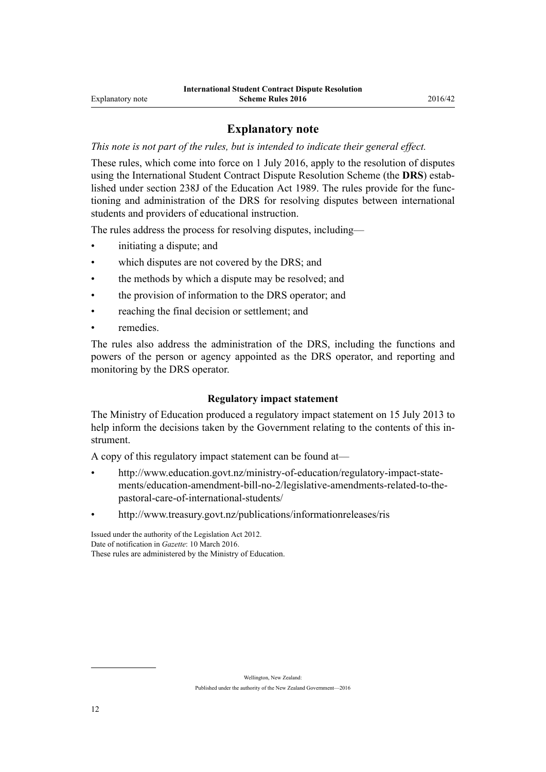# Explanatory note

*This note is not part of the rules, but is intended to indicate their general effect.*

These rules, which come into force on 1 July 2016, apply to the resolution of disputes using the International Student Contract Dispute Resolution Scheme (the **DRS**) established under section 238J of the Education Act 1989. The rules provide for the functioning and administration of the DRS for resolving disputes between international students and providers of educational instruction.

The rules address the process for resolving disputes, including—

- initiating a dispute; and
- which disputes are not covered by the DRS; and
- the methods by which a dispute may be resolved; and
- the provision of information to the DRS operator; and
- reaching the final decision or settlement; and
- remedies.

The rules also address the administration of the DRS, including the functions and powers of the person or agency appointed as the DRS operator, and reporting and monitoring by the DRS operator.

### Regulatory impact statement

The Ministry of Education produced a regulatory impact statement on 15 July 2013 to help inform the decisions taken by the Government relating to the contents of this instrument.

A copy of this regulatory impact statement can be found at—

- http://www.education.govt.nz/ministry-of-education/regulatory-impact-statements/education-amendment-bill-no-2/legislative-amendments-related-to-the-pastoral-care-of-international-students/
- http://www.treasury.govt.nz/publications/informationreleases/ris

Issued under the authority of the Legislation Act 2012.
Date of notification in *Gazette*: 10 March 2016.
These rules are administered by the Ministry of Education.

Wellington, New Zealand:
Published under the authority of the New Zealand Government—2016